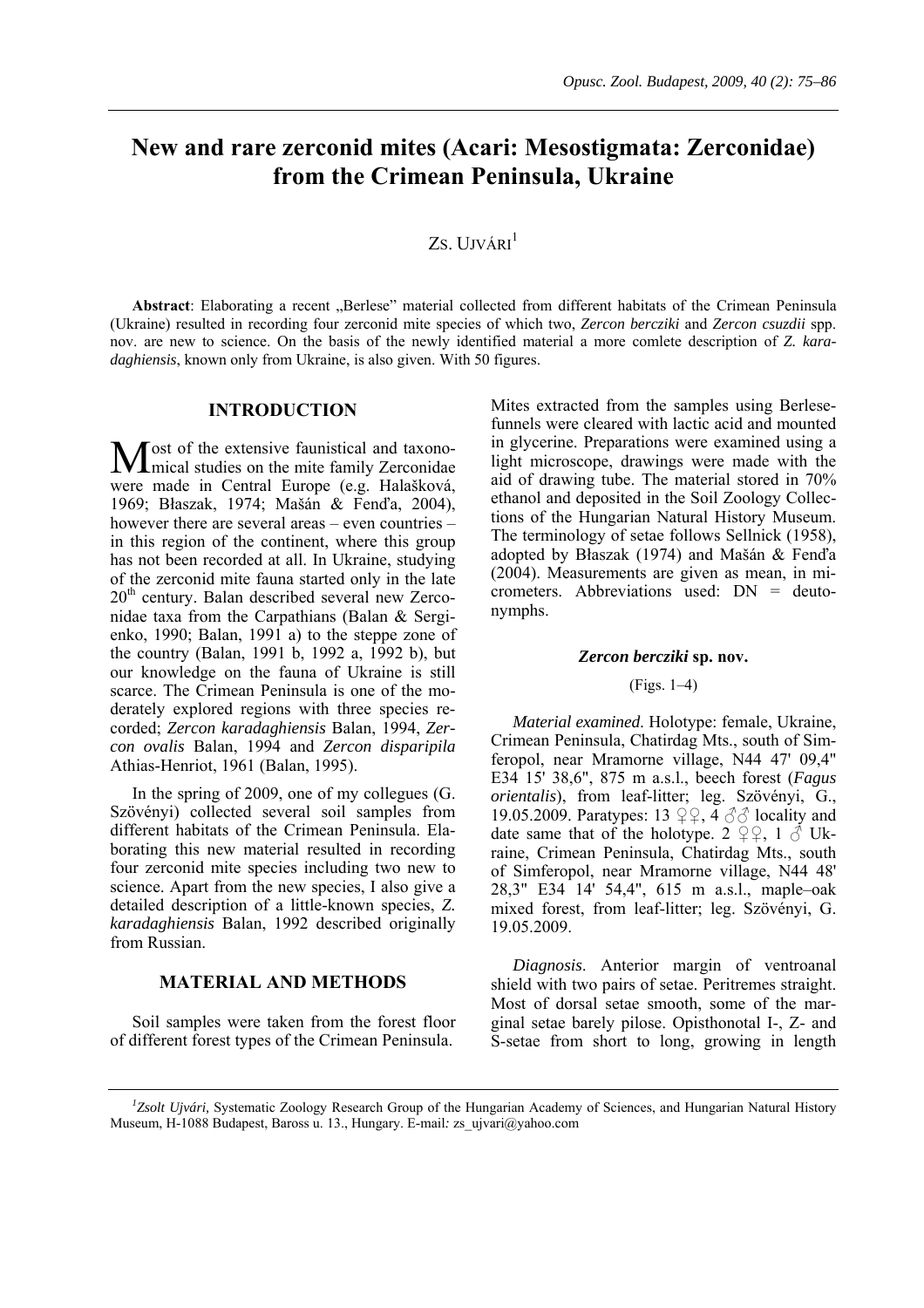# New and rare zerconid mites (Acari: Mesostigmata: Zerconidae) from the Crimean Peninsula, Ukraine

Zs. Ujvári[1]

**Abstract**: Elaborating a recent „Berlese" material collected from different habitats of the Crimean Peninsula (Ukraine) resulted in recording four zerconid mite species of which two, *Zercon bercziki* and *Zercon csuzdii* spp. nov. are new to science. On the basis of the newly identified material a more comlete description of *Z. karadaghiensis*, known only from Ukraine, is also given. With 50 figures.

## INTRODUCTION

Most of the extensive faunistical and taxonomical studies on the mite family Zerconidae were made in Central Europe (e.g. Halašková, 1969; Błaszak, 1974; Mašán & Fenďa, 2004), however there are several areas – even countries – in this region of the continent, where this group has not been recorded at all. In Ukraine, studying of the zerconid mite fauna started only in the late 20th century. Balan described several new Zerconidae taxa from the Carpathians (Balan & Sergienko, 1990; Balan, 1991 a) to the steppe zone of the country (Balan, 1991 b, 1992 a, 1992 b), but our knowledge on the fauna of Ukraine is still scarce. The Crimean Peninsula is one of the moderately explored regions with three species recorded; *Zercon karadaghiensis* Balan, 1994, *Zercon ovalis* Balan, 1994 and *Zercon disparipila* Athias-Henriot, 1961 (Balan, 1995).

In the spring of 2009, one of my collegues (G. Szövényi) collected several soil samples from different habitats of the Crimean Peninsula. Elaborating this new material resulted in recording four zerconid mite species including two new to science. Apart from the new species, I also give a detailed description of a little-known species, *Z. karadaghiensis* Balan, 1992 described originally from Russian.

## MATERIAL AND METHODS

Soil samples were taken from the forest floor of different forest types of the Crimean Peninsula. Mites extracted from the samples using Berlese-funnels were cleared with lactic acid and mounted in glycerine. Preparations were examined using a light microscope, drawings were made with the aid of drawing tube. The material stored in 70% ethanol and deposited in the Soil Zoology Collections of the Hungarian Natural History Museum. The terminology of setae follows Sellnick (1958), adopted by Błaszak (1974) and Mašán & Fenďa (2004). Measurements are given as mean, in micrometers. Abbreviations used: DN = deutonymphs.

### *Zercon bercziki* sp. nov.

(Figs. 1–4)

*Material examined*. Holotype: female, Ukraine, Crimean Peninsula, Chatirdag Mts., south of Simferopol, near Mramorne village, N44 47' 09,4" E34 15' 38,6", 875 m a.s.l., beech forest (*Fagus orientalis*), from leaf-litter; leg. Szövényi, G., 19.05.2009. Paratypes: 13 ♀♀, 4 ♂♂ locality and date same that of the holotype. 2 ♀♀, 1 ♂ Ukraine, Crimean Peninsula, Chatirdag Mts., south of Simferopol, near Mramorne village, N44 48' 28,3" E34 14' 54,4", 615 m a.s.l., maple–oak mixed forest, from leaf-litter; leg. Szövényi, G. 19.05.2009.

*Diagnosis*. Anterior margin of ventroanal shield with two pairs of setae. Peritremes straight. Most of dorsal setae smooth, some of the marginal setae barely pilose. Opisthonotal I-, Z- and S-setae from short to long, growing in length

[1] *Zsolt Ujvári*, Systematic Zoology Research Group of the Hungarian Academy of Sciences, and Hungarian Natural History Museum, H-1088 Budapest, Baross u. 13., Hungary. E-mail: zs_ujvari@yahoo.com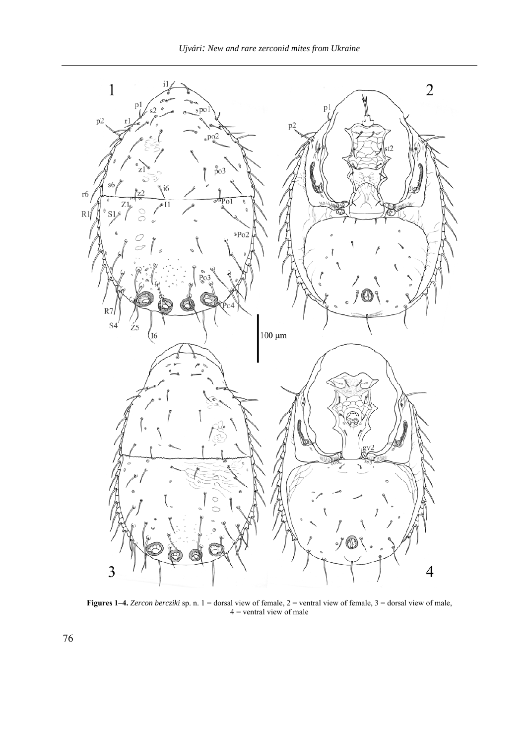**Figures 1–4.** *Zercon bercziki* sp. n. 1 = dorsal view of female, 2 = ventral view of female, 3 = dorsal view of male, 4 = ventral view of male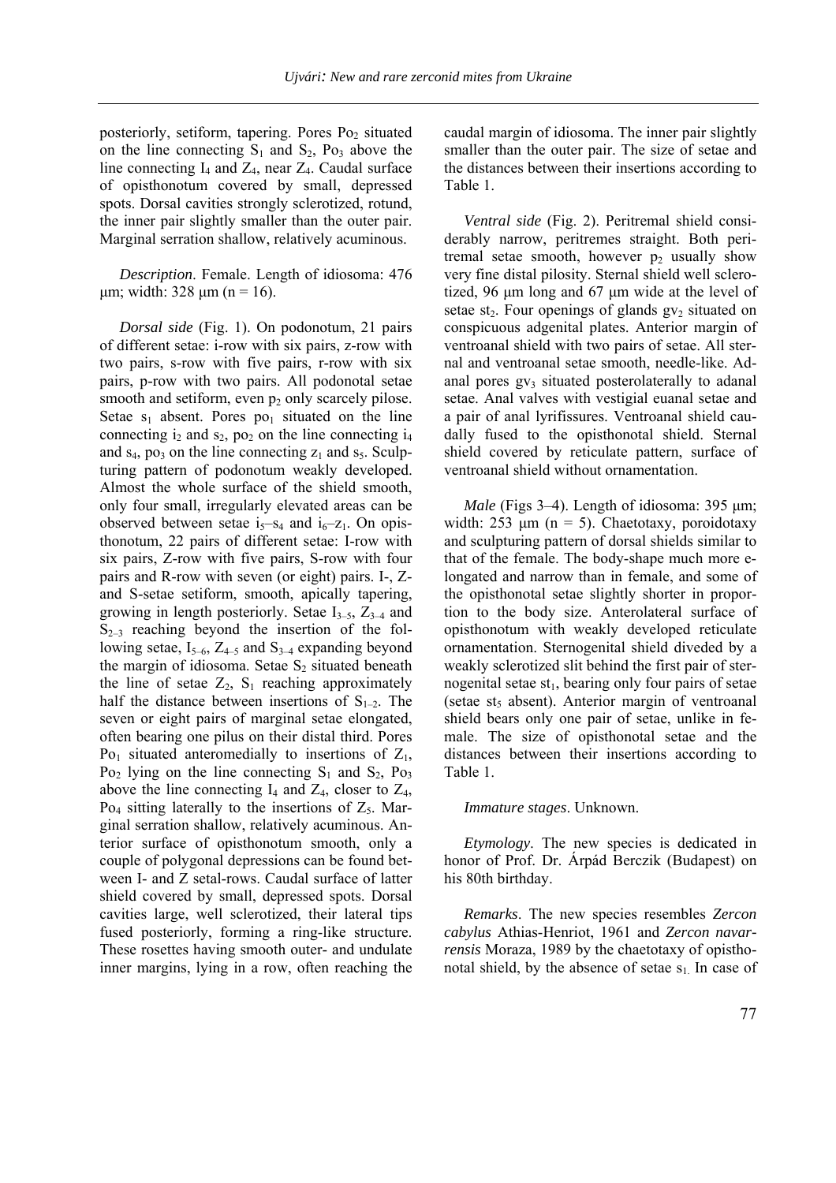posteriorly, setiform, tapering. Pores $Po_2$ situated on the line connecting $S_1$ and $S_2$, $Po_3$ above the line connecting $I_4$ and $Z_4$, near $Z_4$. Caudal surface of opisthonotum covered by small, depressed spots. Dorsal cavities strongly sclerotized, rotund, the inner pair slightly smaller than the outer pair. Marginal serration shallow, relatively acuminous.

*Description*. Female. Length of idiosoma: 476 μm; width: 328 μm (n = 16).

*Dorsal side* (Fig. 1). On podonotum, 21 pairs of different setae: i-row with six pairs, z-row with two pairs, s-row with five pairs, r-row with six pairs, p-row with two pairs. All podonotal setae smooth and setiform, even $p_2$ only scarcely pilose. Setae $s_1$ absent. Pores $po_1$ situated on the line connecting $i_2$ and $s_2$, $po_2$ on the line connecting $i_4$ and $s_4$, $po_3$ on the line connecting $z_1$ and $s_5$. Sculpturing pattern of podonotum weakly developed. Almost the whole surface of the shield smooth, only four small, irregularly elevated areas can be observed between setae $i_5$–$s_4$ and $i_6$–$z_1$. On opisthonotum, 22 pairs of different setae: I-row with six pairs, Z-row with five pairs, S-row with four pairs and R-row with seven (or eight) pairs. I-, Z- and S-setae setiform, smooth, apically tapering, growing in length posteriorly. Setae $I_{3-5}$, $Z_{3-4}$ and $S_{2-3}$ reaching beyond the insertion of the following setae, $I_{5-6}$, $Z_{4-5}$ and $S_{3-4}$ expanding beyond the margin of idiosoma. Setae $S_2$ situated beneath the line of setae $Z_2$, $S_1$ reaching approximately half the distance between insertions of $S_{1-2}$. The seven or eight pairs of marginal setae elongated, often bearing one pilus on their distal third. Pores $Po_1$ situated anteromedially to insertions of $Z_1$, $Po_2$ lying on the line connecting $S_1$ and $S_2$, $Po_3$ above the line connecting $I_4$ and $Z_4$, closer to $Z_4$, $Po_4$ sitting laterally to the insertions of $Z_5$. Marginal serration shallow, relatively acuminous. Anterior surface of opisthonotum smooth, only a couple of polygonal depressions can be found between I- and Z setal-rows. Caudal surface of latter shield covered by small, depressed spots. Dorsal cavities large, well sclerotized, their lateral tips fused posteriorly, forming a ring-like structure. These rosettes having smooth outer- and undulate inner margins, lying in a row, often reaching the caudal margin of idiosoma. The inner pair slightly smaller than the outer pair. The size of setae and the distances between their insertions according to Table 1.

*Ventral side* (Fig. 2). Peritremal shield considerably narrow, peritremes straight. Both peritremal setae smooth, however $p_2$ usually show very fine distal pilosity. Sternal shield well sclerotized, 96 μm long and 67 μm wide at the level of setae $st_2$. Four openings of glands $gv_2$ situated on conspicuous adgenital plates. Anterior margin of ventroanal shield with two pairs of setae. All sternal and ventroanal setae smooth, needle-like. Adanal pores $gv_3$ situated posterolaterally to adanal setae. Anal valves with vestigial euanal setae and a pair of anal lyrifissures. Ventroanal shield caudally fused to the opisthonotal shield. Sternal shield covered by reticulate pattern, surface of ventroanal shield without ornamentation.

*Male* (Figs 3–4). Length of idiosoma: 395 μm; width: 253 μm (n = 5). Chaetotaxy, poroidotaxy and sculpturing pattern of dorsal shields similar to that of the female. The body-shape much more elongated and narrow than in female, and some of the opisthonotal setae slightly shorter in proportion to the body size. Anterolateral surface of opisthonotum with weakly developed reticulate ornamentation. Sternogenital shield diveded by a weakly sclerotized slit behind the first pair of sternogenital setae $st_1$, bearing only four pairs of setae (setae $st_5$ absent). Anterior margin of ventroanal shield bears only one pair of setae, unlike in female. The size of opisthonotal setae and the distances between their insertions according to Table 1.

*Immature stages*. Unknown.

*Etymology*. The new species is dedicated in honor of Prof. Dr. Árpád Berczik (Budapest) on his 80th birthday.

*Remarks*. The new species resembles *Zercon cabylus* Athias-Henriot, 1961 and *Zercon navarrensis* Moraza, 1989 by the chaetotaxy of opisthonotal shield, by the absence of setae $s_1$. In case of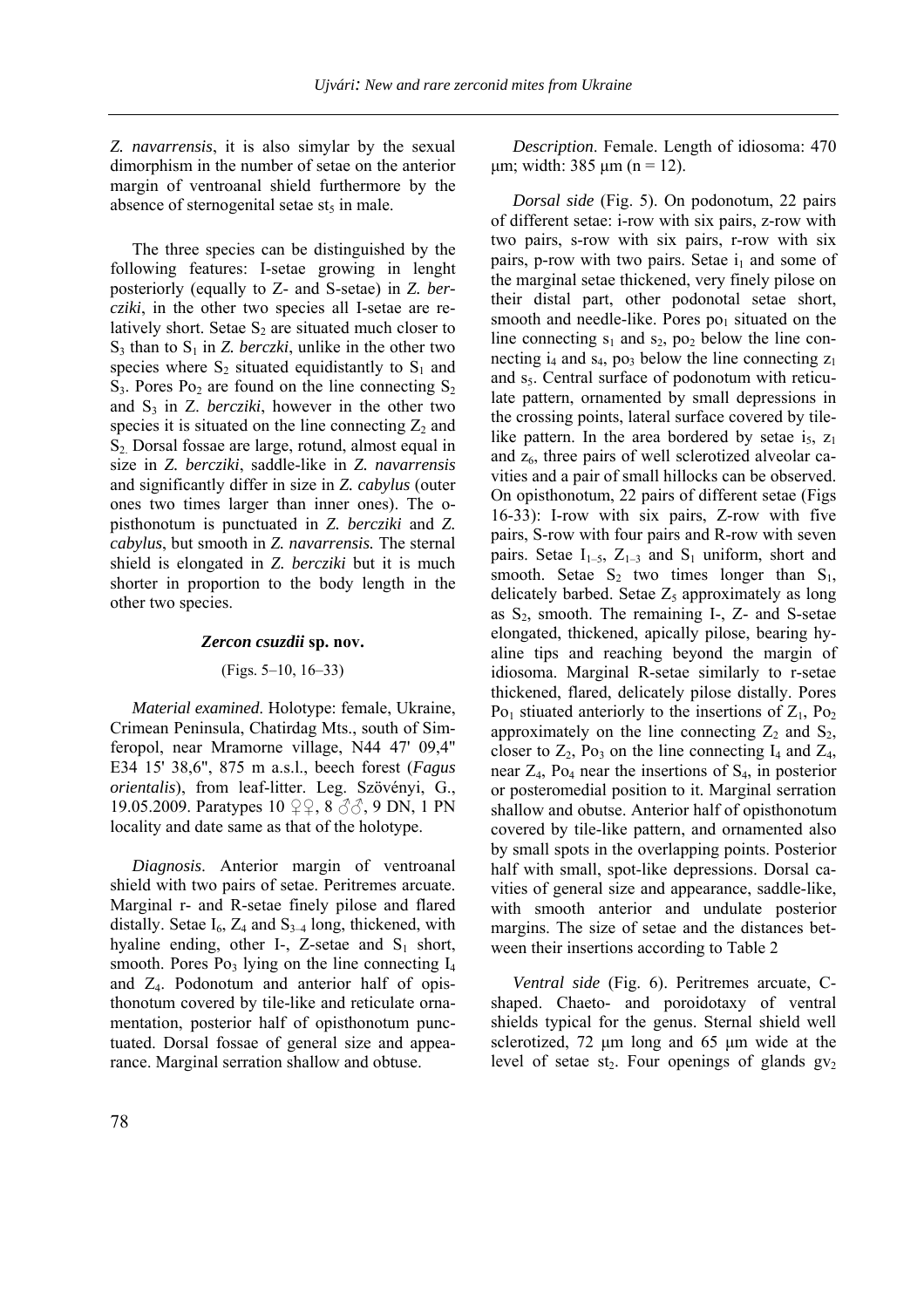*Z. navarrensis*, it is also simylar by the sexual dimorphism in the number of setae on the anterior margin of ventroanal shield furthermore by the absence of sternogenital setae $st_5$ in male.

The three species can be distinguished by the following features: I-setae growing in lenght posteriorly (equally to Z- and S-setae) in *Z. berczıki*, in the other two species all I-setae are relatively short. Setae $S_2$ are situated much closer to $S_3$ than to $S_1$ in *Z. berczki*, unlike in the other two species where $S_2$ situated equidistantly to $S_1$ and $S_3$. Pores $Po_2$ are found on the line connecting $S_2$ and $S_3$ in *Z. bercziki*, however in the other two species it is situated on the line connecting $Z_2$ and $S_2$. Dorsal fossae are large, rotund, almost equal in size in *Z. bercziki*, saddle-like in *Z. navarrensis* and significantly differ in size in *Z. cabylus* (outer ones two times larger than inner ones). The opisthonotum is punctuated in *Z. bercziki* and *Z. cabylus*, but smooth in *Z. navarrensis.* The sternal shield is elongated in *Z. bercziki* but it is much shorter in proportion to the body length in the other two species.

### *Zercon csuzdii* sp. nov.

(Figs. 5–10, 16–33)

*Material examined*. Holotype: female, Ukraine, Crimean Peninsula, Chatirdag Mts., south of Simferopol, near Mramorne village, N44 47' 09,4" E34 15' 38,6", 875 m a.s.l., beech forest (*Fagus orientalis*), from leaf-litter. Leg. Szövényi, G., 19.05.2009. Paratypes 10 ♀♀, 8 ♂♂, 9 DN, 1 PN locality and date same as that of the holotype.

*Diagnosis*. Anterior margin of ventroanal shield with two pairs of setae. Peritremes arcuate. Marginal r- and R-setae finely pilose and flared distally. Setae $I_6$, $Z_4$ and $S_{3–4}$ long, thickened, with hyaline ending, other I-, Z-setae and $S_1$ short, smooth. Pores $Po_3$ lying on the line connecting $I_4$ and $Z_4$. Podonotum and anterior half of opisthonotum covered by tile-like and reticulate ornamentation, posterior half of opisthonotum punctuated. Dorsal fossae of general size and appearance. Marginal serration shallow and obtuse.

*Description*. Female. Length of idiosoma: 470 µm; width: 385 µm (n = 12).

*Dorsal side* (Fig. 5). On podonotum, 22 pairs of different setae: i-row with six pairs, z-row with two pairs, s-row with six pairs, r-row with six pairs, p-row with two pairs. Setae $i_1$ and some of the marginal setae thickened, very finely pilose on their distal part, other podonotal setae short, smooth and needle-like. Pores $po_1$ situated on the line connecting $s_1$ and $s_2$, $po_2$ below the line connecting $i_4$ and $s_4$, $po_3$ below the line connecting $z_1$ and $s_5$. Central surface of podonotum with reticulate pattern, ornamented by small depressions in the crossing points, lateral surface covered by tile-like pattern. In the area bordered by setae $i_5$, $z_1$ and $z_6$, three pairs of well sclerotized alveolar cavities and a pair of small hillocks can be observed. On opisthonotum, 22 pairs of different setae (Figs 16-33): I-row with six pairs, Z-row with five pairs, S-row with four pairs and R-row with seven pairs. Setae $I_{1–5}$, $Z_{1–3}$ and $S_1$ uniform, short and smooth. Setae $S_2$ two times longer than $S_1$, delicately barbed. Setae $Z_5$ approximately as long as $S_2$, smooth. The remaining I-, Z- and S-setae elongated, thickened, apically pilose, bearing hyaline tips and reaching beyond the margin of idiosoma. Marginal R-setae similarly to r-setae thickened, flared, delicately pilose distally. Pores $Po_1$ stiuated anteriorly to the insertions of $Z_1$, $Po_2$ approximately on the line connecting $Z_2$ and $S_2$, closer to $Z_2$, $Po_3$ on the line connecting $I_4$ and $Z_4$, near $Z_4$, $Po_4$ near the insertions of $S_4$, in posterior or posteromedial position to it. Marginal serration shallow and obutse. Anterior half of opisthonotum covered by tile-like pattern, and ornamented also by small spots in the overlapping points. Posterior half with small, spot-like depressions. Dorsal cavities of general size and appearance, saddle-like, with smooth anterior and undulate posterior margins. The size of setae and the distances between their insertions according to Table 2

*Ventral side* (Fig. 6). Peritremes arcuate, C-shaped. Chaeto- and poroidotaxy of ventral shields typical for the genus. Sternal shield well sclerotized, 72 µm long and 65 µm wide at the level of setae $st_2$. Four openings of glands $gv_2$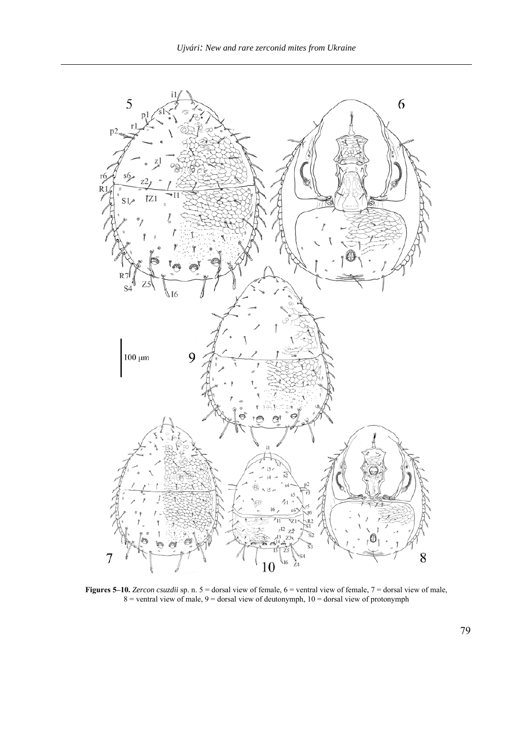**Figures 5–10.** *Zercon csuzdii* sp. n. 5 = dorsal view of female, 6 = ventral view of female, 7 = dorsal view of male, 8 = ventral view of male, 9 = dorsal view of deutonymph, 10 = dorsal view of protonymph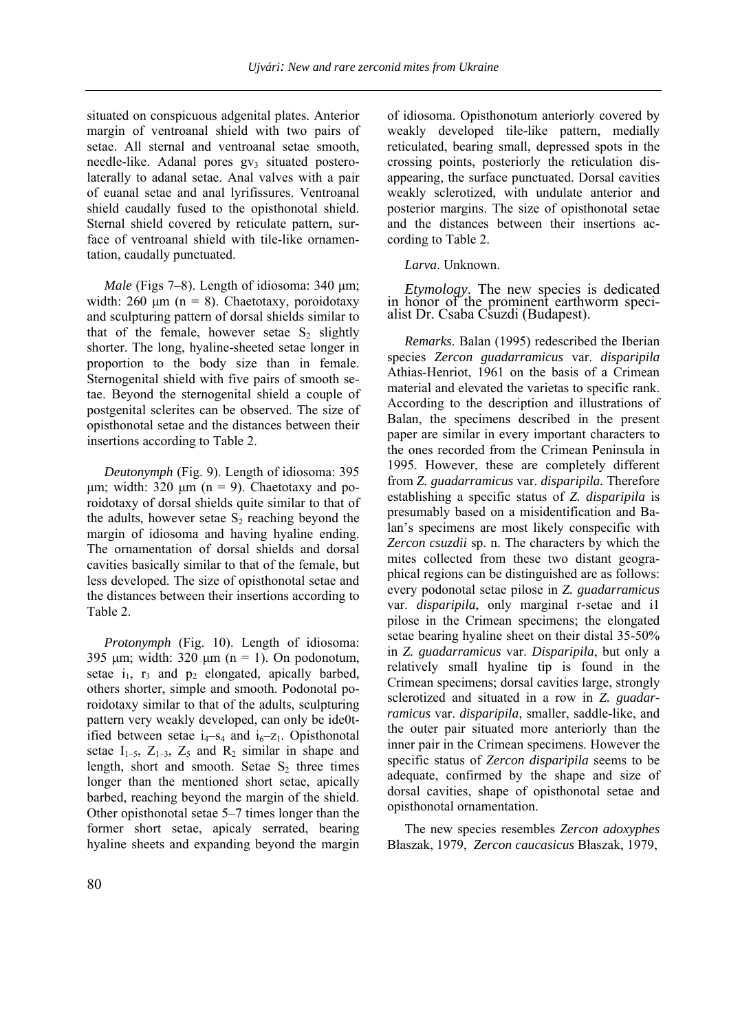situated on conspicuous adgenital plates. Anterior margin of ventroanal shield with two pairs of setae. All sternal and ventroanal setae smooth, needle-like. Adanal pores $gv_3$ situated posterolaterally to adanal setae. Anal valves with a pair of euanal setae and anal lyrifissures. Ventroanal shield caudally fused to the opisthonotal shield. Sternal shield covered by reticulate pattern, surface of ventroanal shield with tile-like ornamentation, caudally punctuated.

*Male* (Figs 7–8). Length of idiosoma: 340 μm; width: 260 μm (n = 8). Chaetotaxy, poroidotaxy and sculpturing pattern of dorsal shields similar to that of the female, however setae $S_2$ slightly shorter. The long, hyaline-sheeted setae longer in proportion to the body size than in female. Sternogenital shield with five pairs of smooth setae. Beyond the sternogenital shield a couple of postgenital sclerites can be observed. The size of opisthonotal setae and the distances between their insertions according to Table 2.

*Deutonymph* (Fig. 9). Length of idiosoma: 395 μm; width: 320 μm (n = 9). Chaetotaxy and poroidotaxy of dorsal shields quite similar to that of the adults, however setae $S_2$ reaching beyond the margin of idiosoma and having hyaline ending. The ornamentation of dorsal shields and dorsal cavities basically similar to that of the female, but less developed. The size of opisthonotal setae and the distances between their insertions according to Table 2.

*Protonymph* (Fig. 10). Length of idiosoma: 395 μm; width: 320 μm (n = 1). On podonotum, setae $i_1$, $r_3$ and $p_2$ elongated, apically barbed, others shorter, simple and smooth. Podonotal poroidotaxy similar to that of the adults, sculpturing pattern very weakly developed, can only be ide0tified between setae $i_4$–$s_4$ and $i_6$–$z_1$. Opisthonotal setae $I_{1-5}$, $Z_{1-3}$, $Z_5$ and $R_2$ similar in shape and length, short and smooth. Setae $S_2$ three times longer than the mentioned short setae, apically barbed, reaching beyond the margin of the shield. Other opisthonotal setae 5–7 times longer than the former short setae, apicaly serrated, bearing hyaline sheets and expanding beyond the margin of idiosoma. Opisthonotum anteriorly covered by weakly developed tile-like pattern, medially reticulated, bearing small, depressed spots in the crossing points, posteriorly the reticulation disappearing, the surface punctuated. Dorsal cavities weakly sclerotized, with undulate anterior and posterior margins. The size of opisthonotal setae and the distances between their insertions according to Table 2.

*Larva*. Unknown.

*Etymology*. The new species is dedicated in honor of the prominent earthworm specialist Dr. Csaba Csuzdi (Budapest).

*Remarks*. Balan (1995) redescribed the Iberian species *Zercon guadarramicus* var. *disparipila* Athias-Henriot, 1961 on the basis of a Crimean material and elevated the varietas to specific rank. According to the description and illustrations of Balan, the specimens described in the present paper are similar in every important characters to the ones recorded from the Crimean Peninsula in 1995. However, these are completely different from *Z. guadarramicus* var. *disparipila.* Therefore establishing a specific status of *Z. disparipila* is presumably based on a misidentification and Balan's specimens are most likely conspecific with *Zercon csuzdii* sp. n. The characters by which the mites collected from these two distant geographical regions can be distinguished are as follows: every podonotal setae pilose in *Z. guadarramicus* var. *disparipila*, only marginal r-setae and i1 pilose in the Crimean specimens; the elongated setae bearing hyaline sheet on their distal 35-50% in *Z. guadarramicus* var. *Disparipila*, but only a relatively small hyaline tip is found in the Crimean specimens; dorsal cavities large, strongly sclerotized and situated in a row in *Z. guadarramicus* var. *disparipila*, smaller, saddle-like, and the outer pair situated more anteriorly than the inner pair in the Crimean specimens. However the specific status of *Zercon disparipila* seems to be adequate, confirmed by the shape and size of dorsal cavities, shape of opisthonotal setae and opisthonotal ornamentation.

The new species resembles *Zercon adoxyphes* Błaszak, 1979, *Zercon caucasicus* Błaszak, 1979,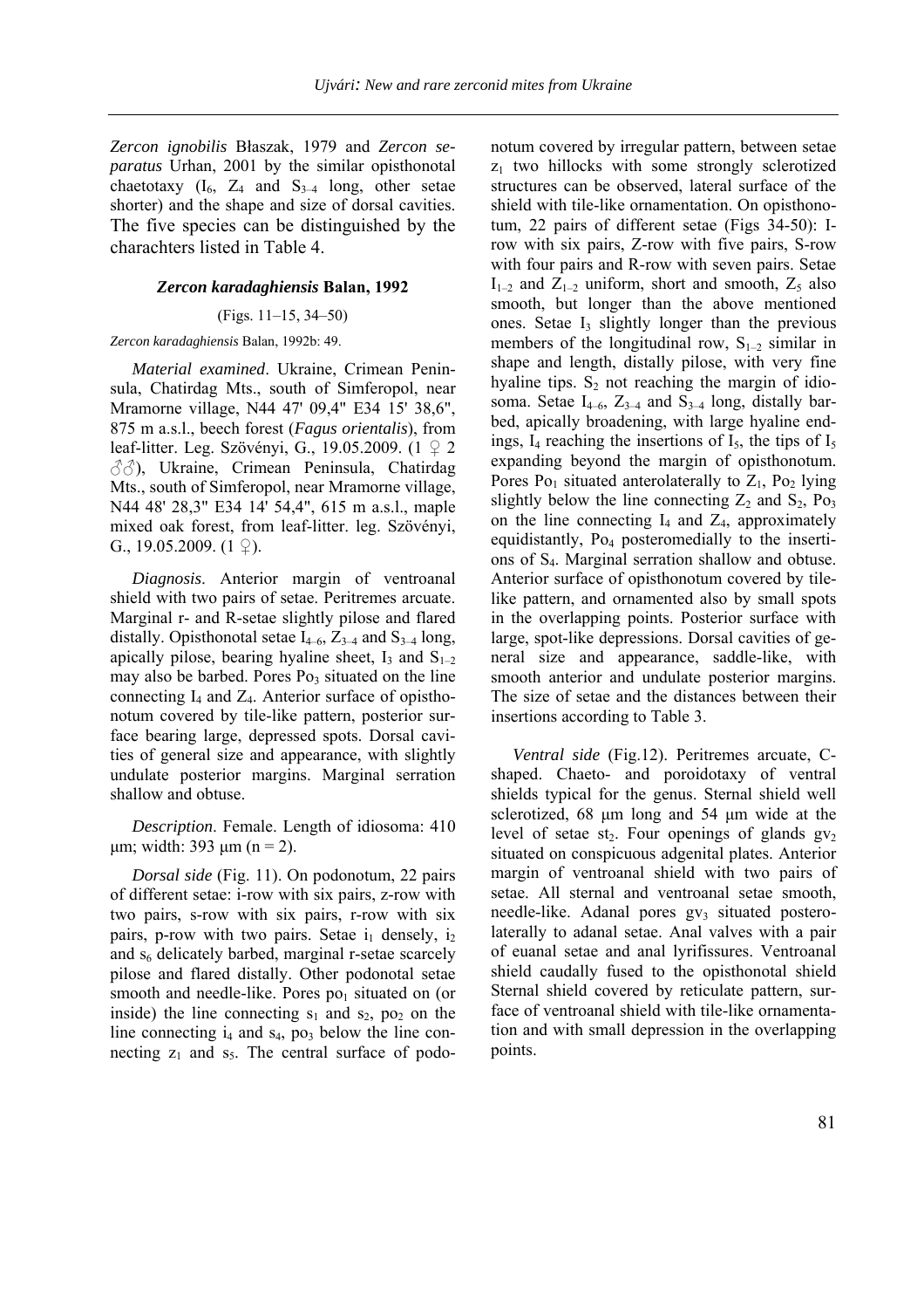*Zercon ignobilis* Błaszak, 1979 and *Zercon separatus* Urhan, 2001 by the similar opisthonotal chaetotaxy ($I_6$, $Z_4$ and $S_{3–4}$ long, other setae shorter) and the shape and size of dorsal cavities. The five species can be distinguished by the charachters listed in Table 4.

### *Zercon karadaghiensis* Balan, 1992

(Figs. 11–15, 34–50)

*Zercon karadaghiensis* Balan, 1992b: 49.

*Material examined*. Ukraine, Crimean Peninsula, Chatirdag Mts., south of Simferopol, near Mramorne village, N44 47' 09,4" E34 15' 38,6", 875 m a.s.l., beech forest (*Fagus orientalis*), from leaf-litter. Leg. Szövényi, G., 19.05.2009. (1 ♀ 2 ♂♂), Ukraine, Crimean Peninsula, Chatirdag Mts., south of Simferopol, near Mramorne village, N44 48' 28,3" E34 14' 54,4", 615 m a.s.l., maple mixed oak forest, from leaf-litter. leg. Szövényi, G., 19.05.2009. (1 ♀).

*Diagnosis*. Anterior margin of ventroanal shield with two pairs of setae. Peritremes arcuate. Marginal r- and R-setae slightly pilose and flared distally. Opisthonotal setae $I_{4–6}$, $Z_{3–4}$ and $S_{3–4}$ long, apically pilose, bearing hyaline sheet, $I_3$ and $S_{1–2}$ may also be barbed. Pores $Po_3$ situated on the line connecting $I_4$ and $Z_4$. Anterior surface of opisthonotum covered by tile-like pattern, posterior surface bearing large, depressed spots. Dorsal cavities of general size and appearance, with slightly undulate posterior margins. Marginal serration shallow and obtuse.

*Description*. Female. Length of idiosoma: 410 μm; width: 393 μm (n = 2).

*Dorsal side* (Fig. 11). On podonotum, 22 pairs of different setae: i-row with six pairs, z-row with two pairs, s-row with six pairs, r-row with six pairs, p-row with two pairs. Setae $i_1$ densely, $i_2$ and $s_6$ delicately barbed, marginal r-setae scarcely pilose and flared distally. Other podonotal setae smooth and needle-like. Pores $po_1$ situated on (or inside) the line connecting $s_1$ and $s_2$, $po_2$ on the line connecting $i_4$ and $s_4$, $po_3$ below the line connecting $z_1$ and $s_5$. The central surface of podonotum covered by irregular pattern, between setae $z_1$ two hillocks with some strongly sclerotized structures can be observed, lateral surface of the shield with tile-like ornamentation. On opisthonotum, 22 pairs of different setae (Figs 34-50): I-row with six pairs, Z-row with five pairs, S-row with four pairs and R-row with seven pairs. Setae $I_{1–2}$ and $Z_{1–2}$ uniform, short and smooth, $Z_5$ also smooth, but longer than the above mentioned ones. Setae $I_3$ slightly longer than the previous members of the longitudinal row, $S_{1–2}$ similar in shape and length, distally pilose, with very fine hyaline tips. $S_2$ not reaching the margin of idiosoma. Setae $I_{4–6}$, $Z_{3–4}$ and $S_{3–4}$ long, distally barbed, apically broadening, with large hyaline endings, $I_4$ reaching the insertions of $I_5$, the tips of $I_5$ expanding beyond the margin of opisthonotum. Pores $Po_1$ situated anterolaterally to $Z_1$, $Po_2$ lying slightly below the line connecting $Z_2$ and $S_2$, $Po_3$ on the line connecting $I_4$ and $Z_4$, approximately equidistantly, $Po_4$ posteromedially to the insertions of $S_4$. Marginal serration shallow and obtuse. Anterior surface of opisthonotum covered by tile-like pattern, and ornamented also by small spots in the overlapping points. Posterior surface with large, spot-like depressions. Dorsal cavities of general size and appearance, saddle-like, with smooth anterior and undulate posterior margins. The size of setae and the distances between their insertions according to Table 3.

*Ventral side* (Fig.12). Peritremes arcuate, C-shaped. Chaeto- and poroidotaxy of ventral shields typical for the genus. Sternal shield well sclerotized, 68 μm long and 54 μm wide at the level of setae $st_2$. Four openings of glands $gv_2$ situated on conspicuous adgenital plates. Anterior margin of ventroanal shield with two pairs of setae. All sternal and ventroanal setae smooth, needle-like. Adanal pores $gv_3$ situated posterolaterally to adanal setae. Anal valves with a pair of euanal setae and anal lyrifissures. Ventroanal shield caudally fused to the opisthonotal shield Sternal shield covered by reticulate pattern, surface of ventroanal shield with tile-like ornamentation and with small depression in the overlapping points.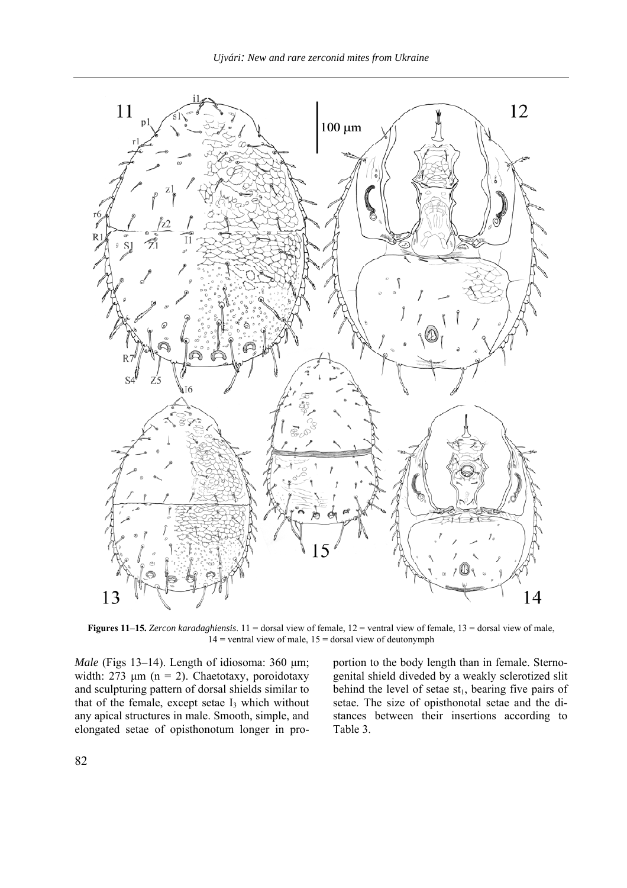**Figures 11–15.** *Zercon karadaghiensis*. 11 = dorsal view of female, 12 = ventral view of female, 13 = dorsal view of male, 14 = ventral view of male, 15 = dorsal view of deutonymph

*Male* (Figs 13–14). Length of idiosoma: 360 µm; width: 273 µm (n = 2). Chaetotaxy, poroidotaxy and sculpturing pattern of dorsal shields similar to that of the female, except setae $I_3$ which without any apical structures in male. Smooth, simple, and elongated setae of opisthonotum longer in proportion to the body length than in female. Sternogenital shield diveded by a weakly sclerotized slit behind the level of setae $st_1$, bearing five pairs of setae. The size of opisthonotal setae and the distances between their insertions according to Table 3.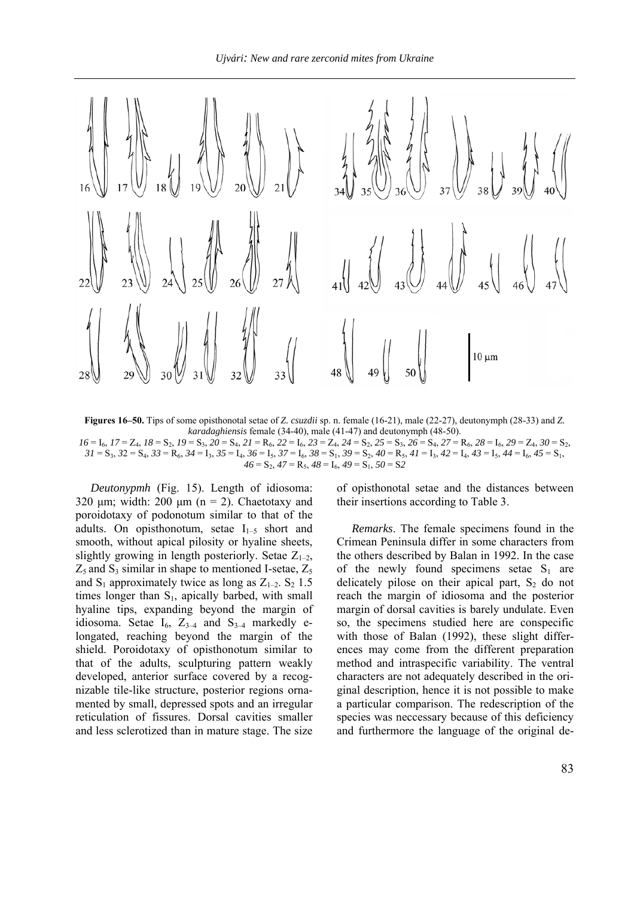**Figures 16–50.** Tips of some opisthonotal setae of *Z. csuzdii* sp. n. female (16-21), male (22-27), deutonymph (28-33) and *Z. karadaghiensis* female (34-40), male (41-47) and deutonymph (48-50).
*16* = $I_6$, *17* = $Z_4$, *18* = $S_2$, *19* = $S_3$, *20* = $S_4$, *21* = $R_6$, *22* = $I_6$, *23* = $Z_4$, *24* = $S_2$, *25* = $S_3$, *26* = $S_4$, *27* = $R_6$, *28* = $I_6$, *29* = $Z_4$, *30* = $S_2$, *31* = $S_3$, *32* = $S_4$, *33* = $R_6$, *34* = $I_3$, *35* = $I_4$, *36* = $I_5$, *37* = $I_6$, *38* = $S_1$, *39* = $S_2$, *40* = $R_5$, *41* = $I_3$, *42* = $I_4$, *43* = $I_5$, *44* = $I_6$, *45* = $S_1$, *46* = $S_2$, *47* = $R_5$, *48* = $I_6$, *49* = $S_1$, *50* = S2

*Deutonypmh* (Fig. 15). Length of idiosoma: 320 µm; width: 200 µm (n = 2). Chaetotaxy and poroidotaxy of podonotum similar to that of the adults. On opisthonotum, setae $I_{1–5}$ short and smooth, without apical pilosity or hyaline sheets, slightly growing in length posteriorly. Setae $Z_{1–2}$, $Z_5$ and $S_3$ similar in shape to mentioned I-setae, $Z_5$ and $S_1$ approximately twice as long as $Z_{1–2}$. $S_2$ 1.5 times longer than $S_1$, apically barbed, with small hyaline tips, expanding beyond the margin of idiosoma. Setae $I_6$, $Z_{3–4}$ and $S_{3–4}$ markedly elongated, reaching beyond the margin of the shield. Poroidotaxy of opisthonotum similar to that of the adults, sculpturing pattern weakly developed, anterior surface covered by a recognizable tile-like structure, posterior regions ornamented by small, depressed spots and an irregular reticulation of fissures. Dorsal cavities smaller and less sclerotized than in mature stage. The size of opisthonotal setae and the distances between their insertions according to Table 3.

*Remarks*. The female specimens found in the Crimean Peninsula differ in some characters from the others described by Balan in 1992. In the case of the newly found specimens setae $S_1$ are delicately pilose on their apical part, $S_2$ do not reach the margin of idiosoma and the posterior margin of dorsal cavities is barely undulate. Even so, the specimens studied here are conspecific with those of Balan (1992), these slight differences may come from the different preparation method and intraspecific variability. The ventral characters are not adequately described in the original description, hence it is not possible to make a particular comparison. The redescription of the species was neccessary because of this deficiency and furthermore the language of the original de-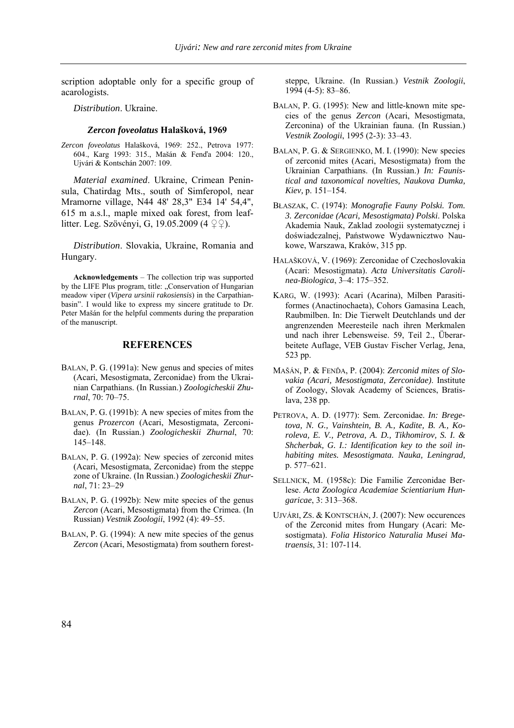scription adoptable only for a specific group of acarologists.

*Distribution*. Ukraine.

### *Zercon foveolatus* Halašková, 1969

*Zercon foveolatus* Halašková, 1969: 252., Petrova 1977: 604., Karg 1993: 315., Mašán & Fenďa 2004: 120., Ujvári & Kontschán 2007: 109.

*Material examined*. Ukraine, Crimean Peninsula, Chatirdag Mts., south of Simferopol, near Mramorne village, N44 48' 28,3" E34 14' 54,4", 615 m a.s.l., maple mixed oak forest, from leaf-litter. Leg. Szövényi, G, 19.05.2009 (4 ♀♀).

*Distribution*. Slovakia, Ukraine, Romania and Hungary.

**Acknowledgements** – The collection trip was supported by the LIFE Plus program, title: „Conservation of Hungarian meadow viper (*Vipera ursinii rakosiensis*) in the Carpathian-basin". I would like to express my sincere gratitude to Dr. Peter Mašán for the helpful comments during the preparation of the manuscript.

## REFERENCES

BALAN, P. G. (1991a): New genus and species of mites (Acari, Mesostigmata, Zerconidae) from the Ukrainian Carpathians. (In Russian.) *Zoologicheskii Zhurnal*, 70: 70–75.

BALAN, P. G. (1991b): A new species of mites from the genus *Prozercon* (Acari, Mesostigmata, Zerconidae). (In Russian.) *Zoologicheskii Zhurnal*, 70: 145–148.

BALAN, P. G. (1992a): New species of zerconid mites (Acari, Mesostigmata, Zerconidae) from the steppe zone of Ukraine. (In Russian.) *Zoologicheskii Zhurnal*, 71: 23–29

BALAN, P. G. (1992b): New mite species of the genus *Zercon* (Acari, Mesostigmata) from the Crimea. (In Russian) *Vestnik Zoologii*, 1992 (4): 49–55.

BALAN, P. G. (1994): A new mite species of the genus *Zercon* (Acari, Mesostigmata) from southern forest-steppe, Ukraine. (In Russian.) *Vestnik Zoologii*, 1994 (4-5): 83–86.

BALAN, P. G. (1995): New and little-known mite species of the genus *Zercon* (Acari, Mesostigmata, Zerconina) of the Ukrainian fauna. (In Russian.) *Vestnik Zoologii*, 1995 (2-3): 33–43.

BALAN, P. G. & SERGIENKO, M. I. (1990): New species of zerconid mites (Acari, Mesostigmata) from the Ukrainian Carpathians. (In Russian.) ***In: Faunistical and taxonomical novelties, Naukova Dumka, Kiev,*** p. 151–154.

BŁASZAK, C. (1974): ***Monografie Fauny Polski. Tom. 3. Zerconidae (Acari, Mesostigmata) Polski***. Polska Akademia Nauk, Zaklad zoologii systematycznej i doświadczalnej, Państwowe Wydawnicztwo Naukowe, Warszawa, Kraków, 315 pp.

HALAŠKOVÁ, V. (1969): Zerconidae of Czechoslovakia (Acari: Mesostigmata). *Acta Universitatis Carolinea-Biologica*, 3–4: 175–352.

KARG, W. (1993): Acari (Acarina), Milben Parasitiformes (Anactinochaeta), Cohors Gamasina Leach, Raubmilben. In: Die Tierwelt Deutchlands und der angrenzenden Meeresteile nach ihren Merkmalen und nach ihrer Lebensweise. 59, Teil 2., Überarbeitete Auflage, VEB Gustav Fischer Verlag, Jena, 523 pp.

MAŠÁN, P. & FENĎA, P. (2004): ***Zerconid mites of Slovakia (Acari, Mesostigmata, Zerconidae)***. Institute of Zoology, Slovak Academy of Sciences, Bratislava, 238 pp.

PETROVA, A. D. (1977): Sem. Zerconidae. ***In: Bregetova, N. G., Vainshtein, B. A., Kadite, B. A., Koroleva, E. V., Petrova, A. D., Tikhomirov, S. I. & Shcherbak, G. I.: Identification key to the soil inhabiting mites. Mesostigmata. Nauka, Leningrad,*** p. 577–621.

SELLNICK, M. (1958c): Die Familie Zerconidae Berlese. *Acta Zoologica Academiae Scientiarium Hungaricae*, 3: 313–368.

UJVÁRI, ZS. & KONTSCHÁN, J. (2007): New occurences of the Zerconid mites from Hungary (Acari: Mesostigmata). *Folia Historico Naturalia Musei Matraensis*, 31: 107-114.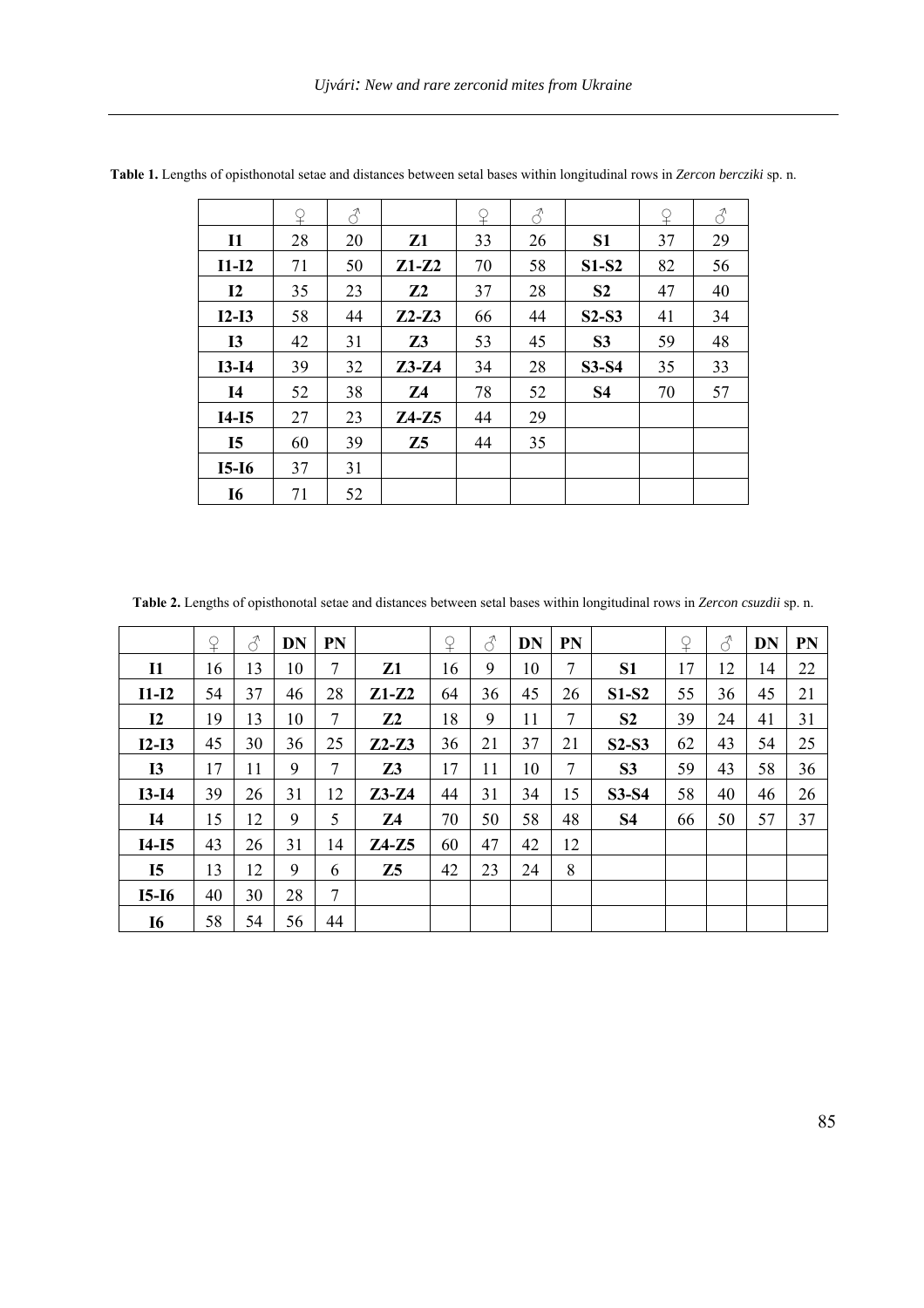**Table 1.** Lengths of opisthonotal setae and distances between setal bases within longitudinal rows in *Zercon berczíki* sp. n.

| | ♀ | ♂ | | ♀ | ♂ | | ♀ | ♂ |
|---|---|---|---|---|---|---|---|---|
| **I1** | 28 | 20 | **Z1** | 33 | 26 | **S1** | 37 | 29 |
| **I1-I2** | 71 | 50 | **Z1-Z2** | 70 | 58 | **S1-S2** | 82 | 56 |
| **I2** | 35 | 23 | **Z2** | 37 | 28 | **S2** | 47 | 40 |
| **I2-I3** | 58 | 44 | **Z2-Z3** | 66 | 44 | **S2-S3** | 41 | 34 |
| **I3** | 42 | 31 | **Z3** | 53 | 45 | **S3** | 59 | 48 |
| **I3-I4** | 39 | 32 | **Z3-Z4** | 34 | 28 | **S3-S4** | 35 | 33 |
| **I4** | 52 | 38 | **Z4** | 78 | 52 | **S4** | 70 | 57 |
| **I4-I5** | 27 | 23 | **Z4-Z5** | 44 | 29 | | | |
| **I5** | 60 | 39 | **Z5** | 44 | 35 | | | |
| **I5-I6** | 37 | 31 | | | | | | |
| **I6** | 71 | 52 | | | | | | |

**Table 2.** Lengths of opisthonotal setae and distances between setal bases within longitudinal rows in *Zercon csuzdii* sp. n.

| | ♀ | ♂ | **DN** | **PN** | | ♀ | ♂ | **DN** | **PN** | | ♀ | ♂ | **DN** | **PN** |
|---|---|---|---|---|---|---|---|---|---|---|---|---|---|---|
| **I1** | 16 | 13 | 10 | 7 | **Z1** | 16 | 9 | 10 | 7 | **S1** | 17 | 12 | 14 | 22 |
| **I1-I2** | 54 | 37 | 46 | 28 | **Z1-Z2** | 64 | 36 | 45 | 26 | **S1-S2** | 55 | 36 | 45 | 21 |
| **I2** | 19 | 13 | 10 | 7 | **Z2** | 18 | 9 | 11 | 7 | **S2** | 39 | 24 | 41 | 31 |
| **I2-I3** | 45 | 30 | 36 | 25 | **Z2-Z3** | 36 | 21 | 37 | 21 | **S2-S3** | 62 | 43 | 54 | 25 |
| **I3** | 17 | 11 | 9 | 7 | **Z3** | 17 | 11 | 10 | 7 | **S3** | 59 | 43 | 58 | 36 |
| **I3-I4** | 39 | 26 | 31 | 12 | **Z3-Z4** | 44 | 31 | 34 | 15 | **S3-S4** | 58 | 40 | 46 | 26 |
| **I4** | 15 | 12 | 9 | 5 | **Z4** | 70 | 50 | 58 | 48 | **S4** | 66 | 50 | 57 | 37 |
| **I4-I5** | 43 | 26 | 31 | 14 | **Z4-Z5** | 60 | 47 | 42 | 12 | | | | | |
| **I5** | 13 | 12 | 9 | 6 | **Z5** | 42 | 23 | 24 | 8 | | | | | |
| **I5-I6** | 40 | 30 | 28 | 7 | | | | | | | | | | |
| **I6** | 58 | 54 | 56 | 44 | | | | | | | | | | |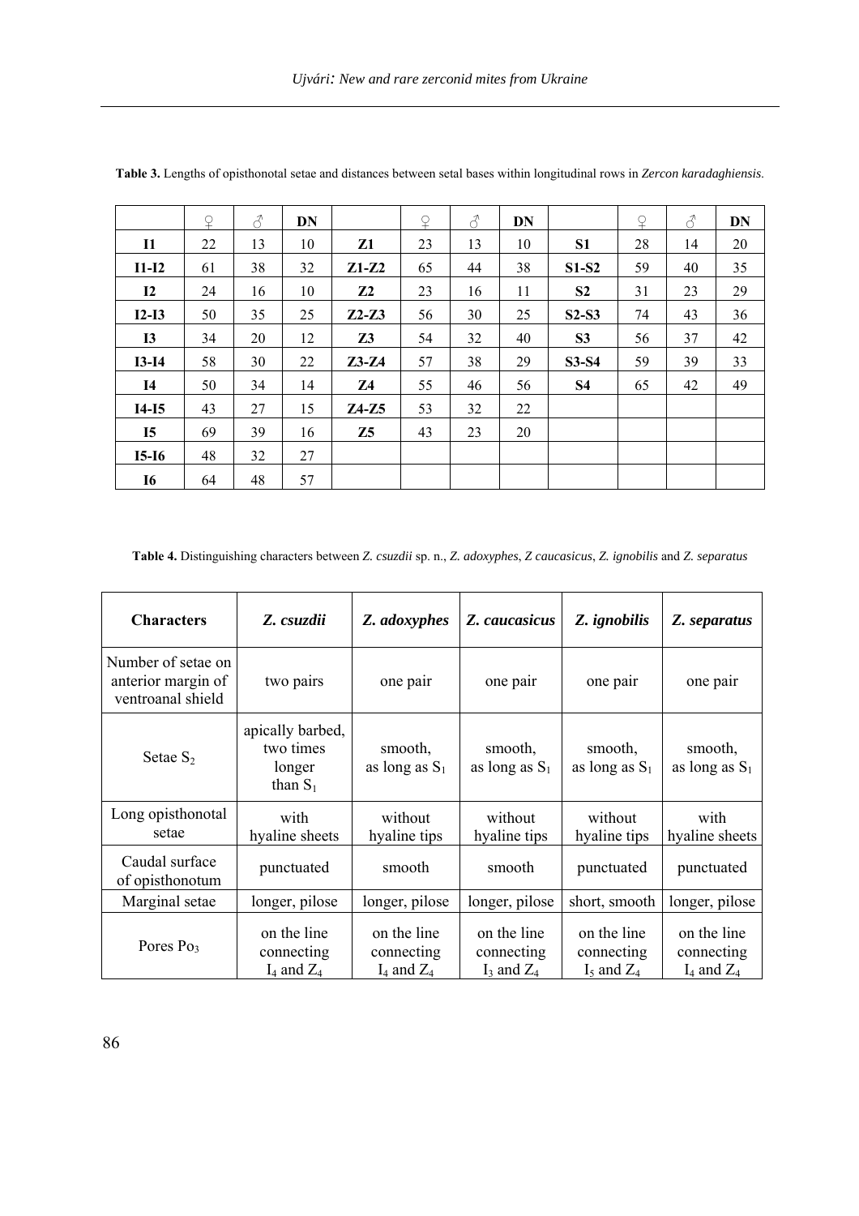**Table 3.** Lengths of opisthonotal setae and distances between setal bases within longitudinal rows in *Zercon karadaghiensis*.

| | ♀ | ♂ | DN | | ♀ | ♂ | DN | | ♀ | ♂ | DN |
|---|---|---|---|---|---|---|---|---|---|---|---|
| **I1** | 22 | 13 | 10 | **Z1** | 23 | 13 | 10 | **S1** | 28 | 14 | 20 |
| **I1-I2** | 61 | 38 | 32 | **Z1-Z2** | 65 | 44 | 38 | **S1-S2** | 59 | 40 | 35 |
| **I2** | 24 | 16 | 10 | **Z2** | 23 | 16 | 11 | **S2** | 31 | 23 | 29 |
| **I2-I3** | 50 | 35 | 25 | **Z2-Z3** | 56 | 30 | 25 | **S2-S3** | 74 | 43 | 36 |
| **I3** | 34 | 20 | 12 | **Z3** | 54 | 32 | 40 | **S3** | 56 | 37 | 42 |
| **I3-I4** | 58 | 30 | 22 | **Z3-Z4** | 57 | 38 | 29 | **S3-S4** | 59 | 39 | 33 |
| **I4** | 50 | 34 | 14 | **Z4** | 55 | 46 | 56 | **S4** | 65 | 42 | 49 |
| **I4-I5** | 43 | 27 | 15 | **Z4-Z5** | 53 | 32 | 22 | | | | |
| **I5** | 69 | 39 | 16 | **Z5** | 43 | 23 | 20 | | | | |
| **I5-I6** | 48 | 32 | 27 | | | | | | | | |
| **I6** | 64 | 48 | 57 | | | | | | | | |

**Table 4.** Distinguishing characters between *Z. csuzdii* sp. n., *Z. adoxyphes*, *Z caucasicus*, *Z. ignobilis* and *Z. separatus*

| Characters | *Z. csuzdii* | *Z. adoxyphes* | *Z. caucasicus* | *Z. ignobilis* | *Z. separatus* |
|---|---|---|---|---|---|
| Number of setae on anterior margin of ventroanal shield | two pairs | one pair | one pair | one pair | one pair |
| Setae $S_2$ | apically barbed, two times longer than $S_1$ | smooth, as long as $S_1$ | smooth, as long as $S_1$ | smooth, as long as $S_1$ | smooth, as long as $S_1$ |
| Long opisthonotal setae | with hyaline sheets | without hyaline tips | without hyaline tips | without hyaline tips | with hyaline sheets |
| Caudal surface of opisthonotum | punctuated | smooth | smooth | punctuated | punctuated |
| Marginal setae | longer, pilose | longer, pilose | longer, pilose | short, smooth | longer, pilose |
| Pores $Po_3$ | on the line connecting $I_4$ and $Z_4$ | on the line connecting $I_4$ and $Z_4$ | on the line connecting $I_3$ and $Z_4$ | on the line connecting $I_5$ and $Z_4$ | on the line connecting $I_4$ and $Z_4$ |